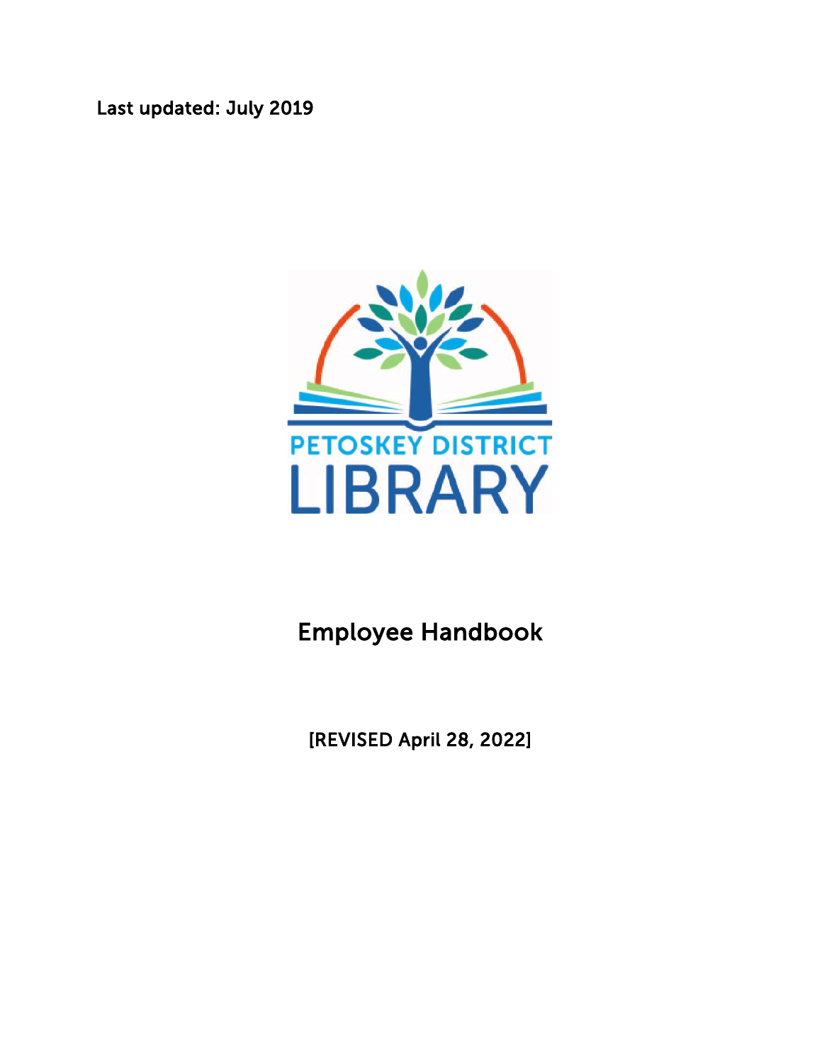Last updated: July 2019

PETOSKEY DISTRICT

LIBRARY

# Employee Handbook

[REVISED April 28, 2022]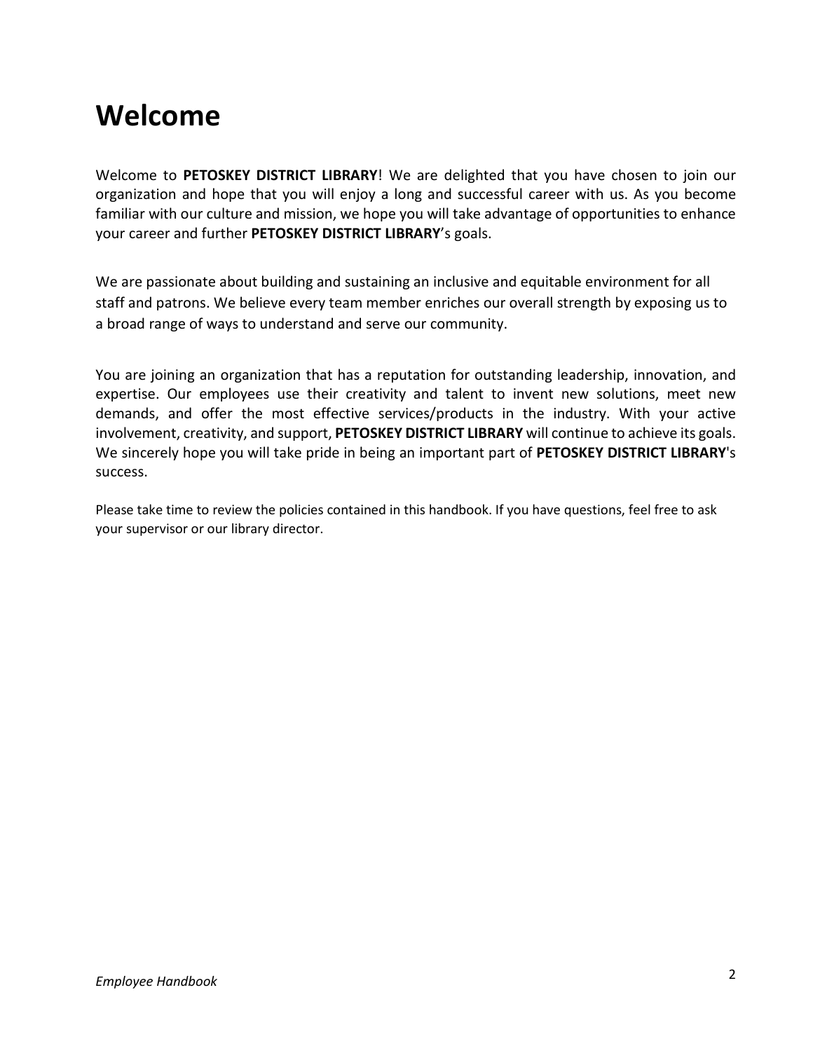# Welcome

Welcome to **PETOSKEY DISTRICT LIBRARY**! We are delighted that you have chosen to join our organization and hope that you will enjoy a long and successful career with us. As you become familiar with our culture and mission, we hope you will take advantage of opportunities to enhance your career and further **PETOSKEY DISTRICT LIBRARY**'s goals.

We are passionate about building and sustaining an inclusive and equitable environment for all staff and patrons. We believe every team member enriches our overall strength by exposing us to a broad range of ways to understand and serve our community.

You are joining an organization that has a reputation for outstanding leadership, innovation, and expertise. Our employees use their creativity and talent to invent new solutions, meet new demands, and offer the most effective services/products in the industry. With your active involvement, creativity, and support, **PETOSKEY DISTRICT LIBRARY** will continue to achieve its goals. We sincerely hope you will take pride in being an important part of **PETOSKEY DISTRICT LIBRARY**'s success.

Please take time to review the policies contained in this handbook. If you have questions, feel free to ask your supervisor or our library director.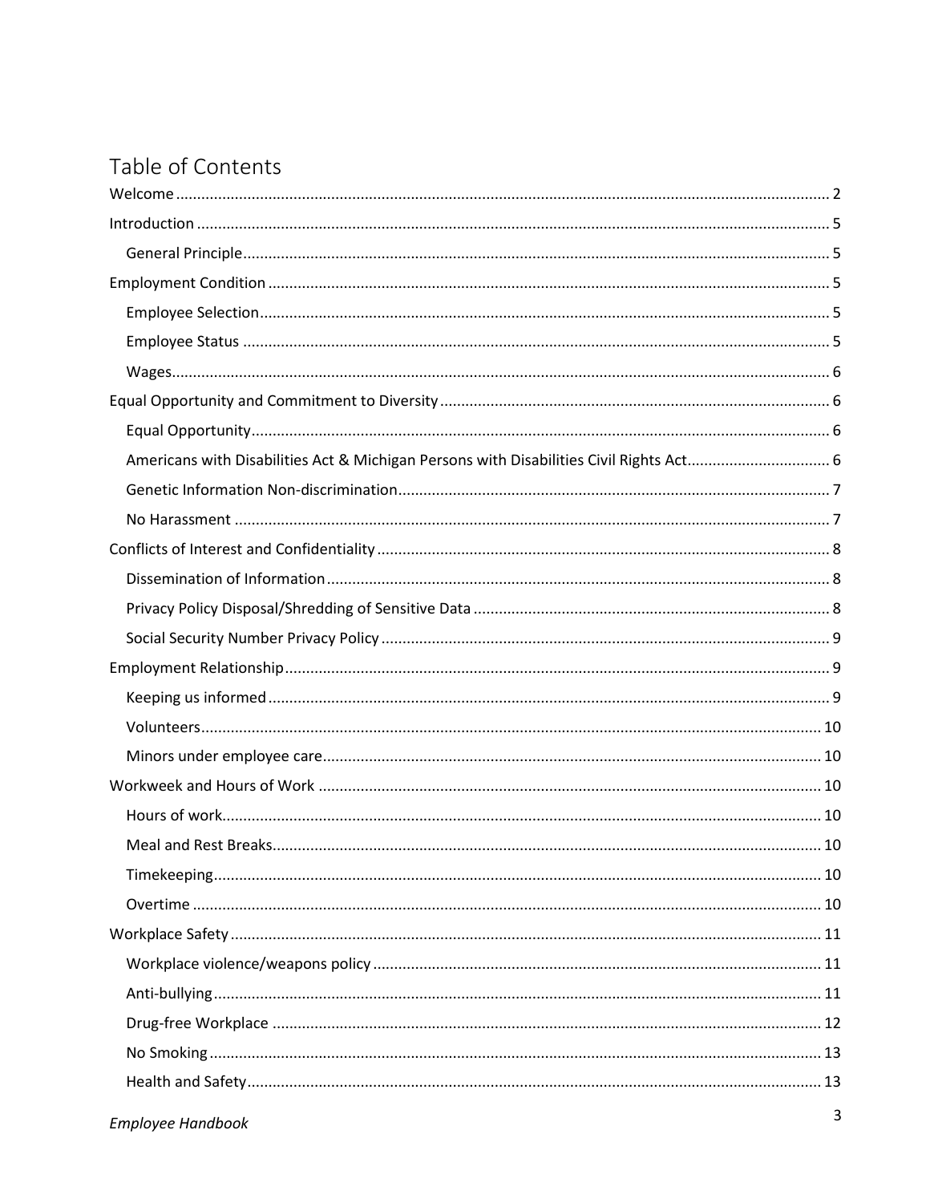# Table of Contents

- Welcome ........ 2
- Introduction ........ 5
  - General Principle ........ 5
- Employment Condition ........ 5
  - Employee Selection ........ 5
  - Employee Status ........ 5
  - Wages ........ 6
- Equal Opportunity and Commitment to Diversity ........ 6
  - Equal Opportunity ........ 6
  - Americans with Disabilities Act & Michigan Persons with Disabilities Civil Rights Act ........ 6
  - Genetic Information Non-discrimination ........ 7
  - No Harassment ........ 7
- Conflicts of Interest and Confidentiality ........ 8
  - Dissemination of Information ........ 8
  - Privacy Policy Disposal/Shredding of Sensitive Data ........ 8
  - Social Security Number Privacy Policy ........ 9
- Employment Relationship ........ 9
  - Keeping us informed ........ 9
  - Volunteers ........ 10
  - Minors under employee care ........ 10
- Workweek and Hours of Work ........ 10
  - Hours of work ........ 10
  - Meal and Rest Breaks ........ 10
  - Timekeeping ........ 10
  - Overtime ........ 10
- Workplace Safety ........ 11
  - Workplace violence/weapons policy ........ 11
  - Anti-bullying ........ 11
  - Drug-free Workplace ........ 12
  - No Smoking ........ 13
  - Health and Safety ........ 13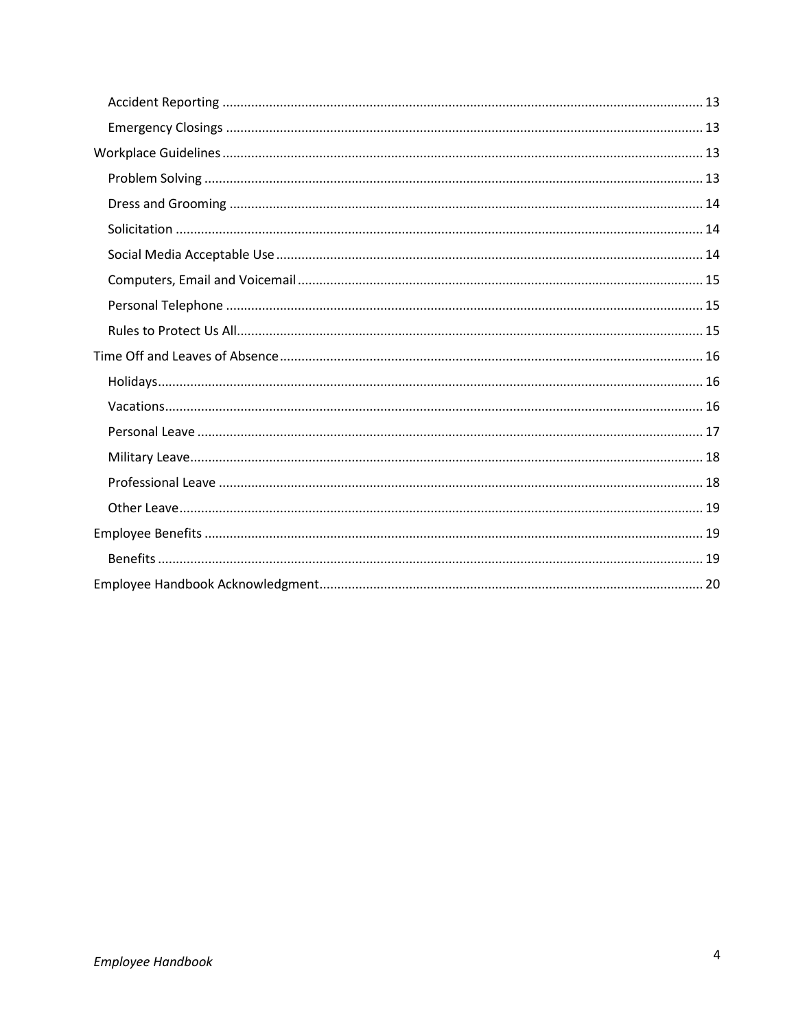- Accident Reporting ........ 13
- Emergency Closings ........ 13

Workplace Guidelines ........ 13

- Problem Solving ........ 13
- Dress and Grooming ........ 14
- Solicitation ........ 14
- Social Media Acceptable Use ........ 14
- Computers, Email and Voicemail ........ 15
- Personal Telephone ........ 15
- Rules to Protect Us All ........ 15

Time Off and Leaves of Absence ........ 16

- Holidays ........ 16
- Vacations ........ 16
- Personal Leave ........ 17
- Military Leave ........ 18
- Professional Leave ........ 18
- Other Leave ........ 19

Employee Benefits ........ 19

- Benefits ........ 19

Employee Handbook Acknowledgment ........ 20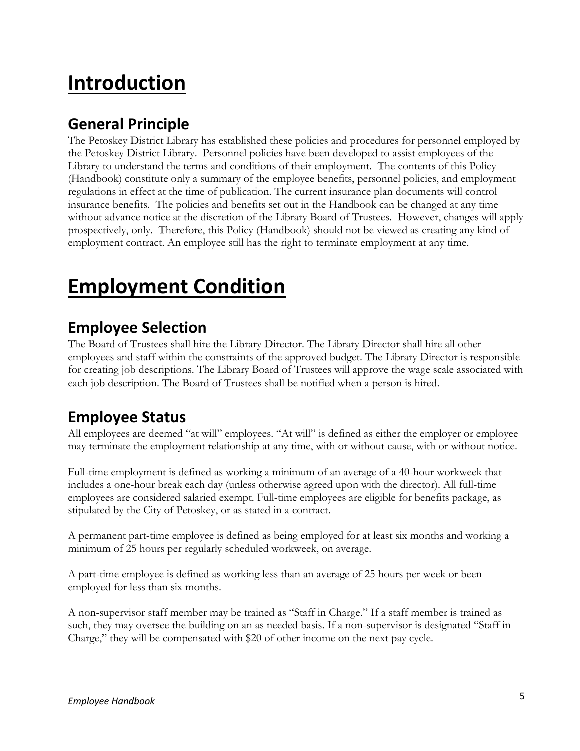# Introduction

## General Principle

The Petoskey District Library has established these policies and procedures for personnel employed by the Petoskey District Library. Personnel policies have been developed to assist employees of the Library to understand the terms and conditions of their employment. The contents of this Policy (Handbook) constitute only a summary of the employee benefits, personnel policies, and employment regulations in effect at the time of publication. The current insurance plan documents will control insurance benefits. The policies and benefits set out in the Handbook can be changed at any time without advance notice at the discretion of the Library Board of Trustees. However, changes will apply prospectively, only. Therefore, this Policy (Handbook) should not be viewed as creating any kind of employment contract. An employee still has the right to terminate employment at any time.

# Employment Condition

## Employee Selection

The Board of Trustees shall hire the Library Director. The Library Director shall hire all other employees and staff within the constraints of the approved budget. The Library Director is responsible for creating job descriptions. The Library Board of Trustees will approve the wage scale associated with each job description. The Board of Trustees shall be notified when a person is hired.

## Employee Status

All employees are deemed "at will" employees. "At will" is defined as either the employer or employee may terminate the employment relationship at any time, with or without cause, with or without notice.

Full-time employment is defined as working a minimum of an average of a 40-hour workweek that includes a one-hour break each day (unless otherwise agreed upon with the director). All full-time employees are considered salaried exempt. Full-time employees are eligible for benefits package, as stipulated by the City of Petoskey, or as stated in a contract.

A permanent part-time employee is defined as being employed for at least six months and working a minimum of 25 hours per regularly scheduled workweek, on average.

A part-time employee is defined as working less than an average of 25 hours per week or been employed for less than six months.

A non-supervisor staff member may be trained as "Staff in Charge." If a staff member is trained as such, they may oversee the building on an as needed basis. If a non-supervisor is designated "Staff in Charge," they will be compensated with $20 of other income on the next pay cycle.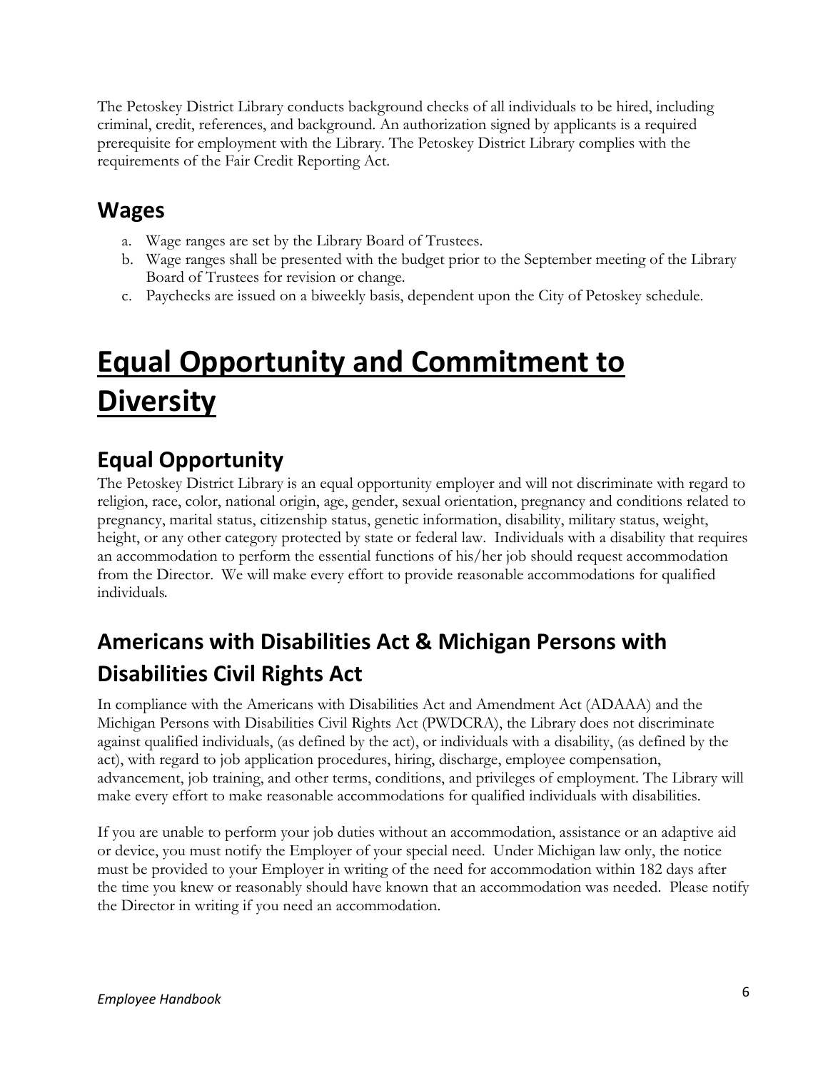The Petoskey District Library conducts background checks of all individuals to be hired, including criminal, credit, references, and background. An authorization signed by applicants is a required prerequisite for employment with the Library. The Petoskey District Library complies with the requirements of the Fair Credit Reporting Act.

## Wages

a. Wage ranges are set by the Library Board of Trustees.
b. Wage ranges shall be presented with the budget prior to the September meeting of the Library Board of Trustees for revision or change.
c. Paychecks are issued on a biweekly basis, dependent upon the City of Petoskey schedule.

# Equal Opportunity and Commitment to Diversity

## Equal Opportunity

The Petoskey District Library is an equal opportunity employer and will not discriminate with regard to religion, race, color, national origin, age, gender, sexual orientation, pregnancy and conditions related to pregnancy, marital status, citizenship status, genetic information, disability, military status, weight, height, or any other category protected by state or federal law. Individuals with a disability that requires an accommodation to perform the essential functions of his/her job should request accommodation from the Director. We will make every effort to provide reasonable accommodations for qualified individuals.

## Americans with Disabilities Act & Michigan Persons with Disabilities Civil Rights Act

In compliance with the Americans with Disabilities Act and Amendment Act (ADAAA) and the Michigan Persons with Disabilities Civil Rights Act (PWDCRA), the Library does not discriminate against qualified individuals, (as defined by the act), or individuals with a disability, (as defined by the act), with regard to job application procedures, hiring, discharge, employee compensation, advancement, job training, and other terms, conditions, and privileges of employment. The Library will make every effort to make reasonable accommodations for qualified individuals with disabilities.

If you are unable to perform your job duties without an accommodation, assistance or an adaptive aid or device, you must notify the Employer of your special need. Under Michigan law only, the notice must be provided to your Employer in writing of the need for accommodation within 182 days after the time you knew or reasonably should have known that an accommodation was needed. Please notify the Director in writing if you need an accommodation.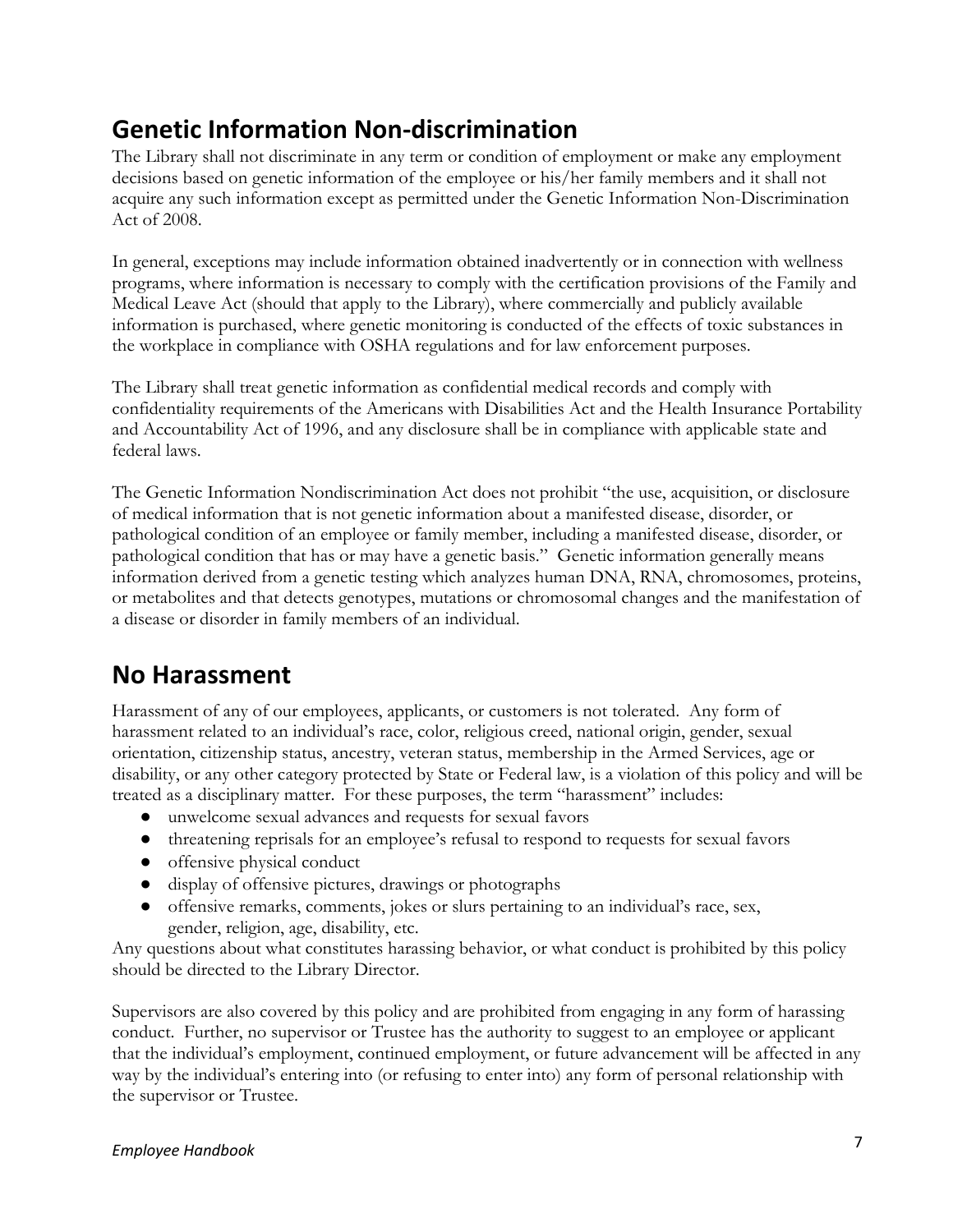## Genetic Information Non-discrimination

The Library shall not discriminate in any term or condition of employment or make any employment decisions based on genetic information of the employee or his/her family members and it shall not acquire any such information except as permitted under the Genetic Information Non-Discrimination Act of 2008.

In general, exceptions may include information obtained inadvertently or in connection with wellness programs, where information is necessary to comply with the certification provisions of the Family and Medical Leave Act (should that apply to the Library), where commercially and publicly available information is purchased, where genetic monitoring is conducted of the effects of toxic substances in the workplace in compliance with OSHA regulations and for law enforcement purposes.

The Library shall treat genetic information as confidential medical records and comply with confidentiality requirements of the Americans with Disabilities Act and the Health Insurance Portability and Accountability Act of 1996, and any disclosure shall be in compliance with applicable state and federal laws.

The Genetic Information Nondiscrimination Act does not prohibit "the use, acquisition, or disclosure of medical information that is not genetic information about a manifested disease, disorder, or pathological condition of an employee or family member, including a manifested disease, disorder, or pathological condition that has or may have a genetic basis." Genetic information generally means information derived from a genetic testing which analyzes human DNA, RNA, chromosomes, proteins, or metabolites and that detects genotypes, mutations or chromosomal changes and the manifestation of a disease or disorder in family members of an individual.

## No Harassment

Harassment of any of our employees, applicants, or customers is not tolerated. Any form of harassment related to an individual's race, color, religious creed, national origin, gender, sexual orientation, citizenship status, ancestry, veteran status, membership in the Armed Services, age or disability, or any other category protected by State or Federal law, is a violation of this policy and will be treated as a disciplinary matter. For these purposes, the term "harassment" includes:

- unwelcome sexual advances and requests for sexual favors
- threatening reprisals for an employee's refusal to respond to requests for sexual favors
- offensive physical conduct
- display of offensive pictures, drawings or photographs
- offensive remarks, comments, jokes or slurs pertaining to an individual's race, sex, gender, religion, age, disability, etc.

Any questions about what constitutes harassing behavior, or what conduct is prohibited by this policy should be directed to the Library Director.

Supervisors are also covered by this policy and are prohibited from engaging in any form of harassing conduct. Further, no supervisor or Trustee has the authority to suggest to an employee or applicant that the individual's employment, continued employment, or future advancement will be affected in any way by the individual's entering into (or refusing to enter into) any form of personal relationship with the supervisor or Trustee.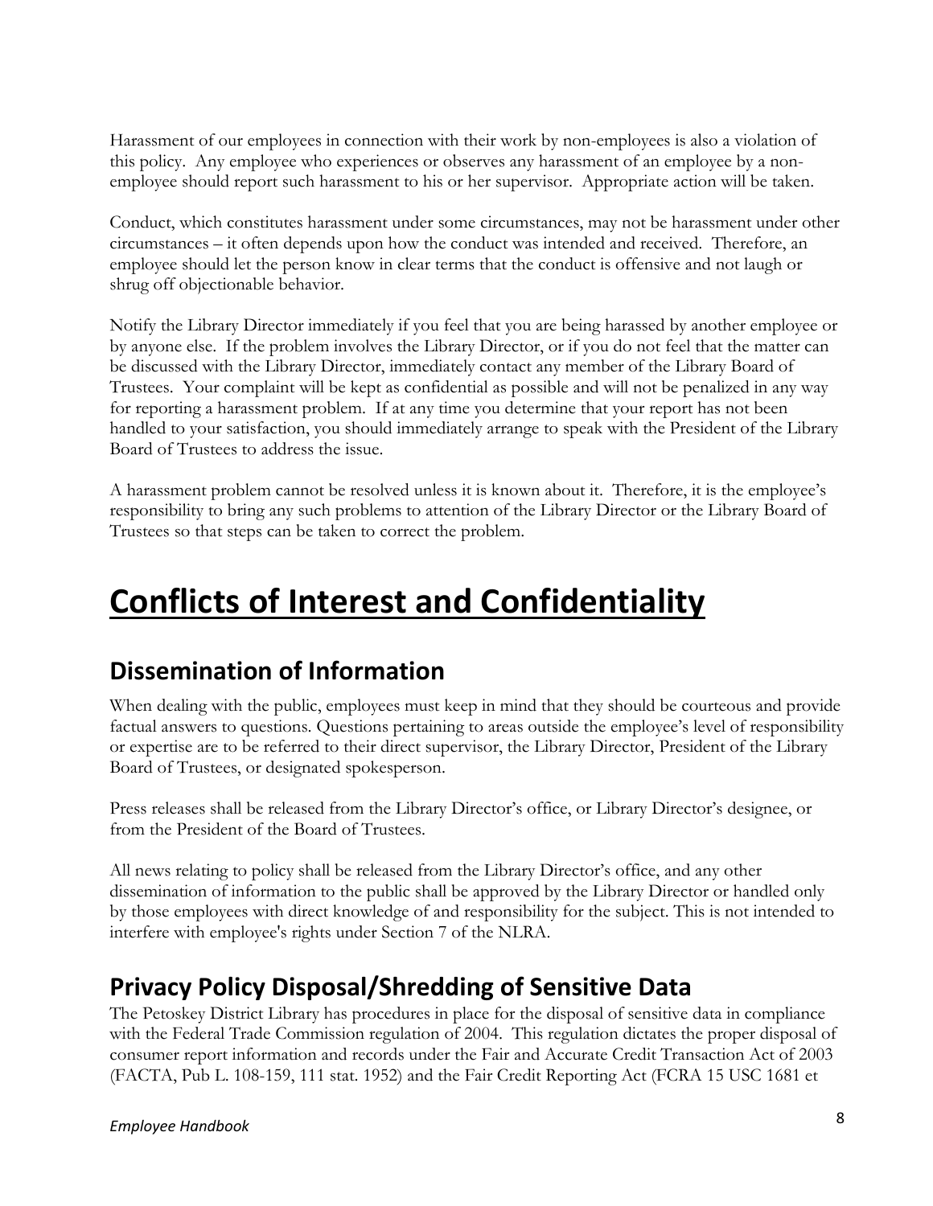Harassment of our employees in connection with their work by non-employees is also a violation of this policy. Any employee who experiences or observes any harassment of an employee by a non-employee should report such harassment to his or her supervisor. Appropriate action will be taken.

Conduct, which constitutes harassment under some circumstances, may not be harassment under other circumstances – it often depends upon how the conduct was intended and received. Therefore, an employee should let the person know in clear terms that the conduct is offensive and not laugh or shrug off objectionable behavior.

Notify the Library Director immediately if you feel that you are being harassed by another employee or by anyone else. If the problem involves the Library Director, or if you do not feel that the matter can be discussed with the Library Director, immediately contact any member of the Library Board of Trustees. Your complaint will be kept as confidential as possible and will not be penalized in any way for reporting a harassment problem. If at any time you determine that your report has not been handled to your satisfaction, you should immediately arrange to speak with the President of the Library Board of Trustees to address the issue.

A harassment problem cannot be resolved unless it is known about it. Therefore, it is the employee's responsibility to bring any such problems to attention of the Library Director or the Library Board of Trustees so that steps can be taken to correct the problem.

# Conflicts of Interest and Confidentiality

## Dissemination of Information

When dealing with the public, employees must keep in mind that they should be courteous and provide factual answers to questions. Questions pertaining to areas outside the employee's level of responsibility or expertise are to be referred to their direct supervisor, the Library Director, President of the Library Board of Trustees, or designated spokesperson.

Press releases shall be released from the Library Director's office, or Library Director's designee, or from the President of the Board of Trustees.

All news relating to policy shall be released from the Library Director's office, and any other dissemination of information to the public shall be approved by the Library Director or handled only by those employees with direct knowledge of and responsibility for the subject. This is not intended to interfere with employee's rights under Section 7 of the NLRA.

## Privacy Policy Disposal/Shredding of Sensitive Data

The Petoskey District Library has procedures in place for the disposal of sensitive data in compliance with the Federal Trade Commission regulation of 2004. This regulation dictates the proper disposal of consumer report information and records under the Fair and Accurate Credit Transaction Act of 2003 (FACTA, Pub L. 108-159, 111 stat. 1952) and the Fair Credit Reporting Act (FCRA 15 USC 1681 et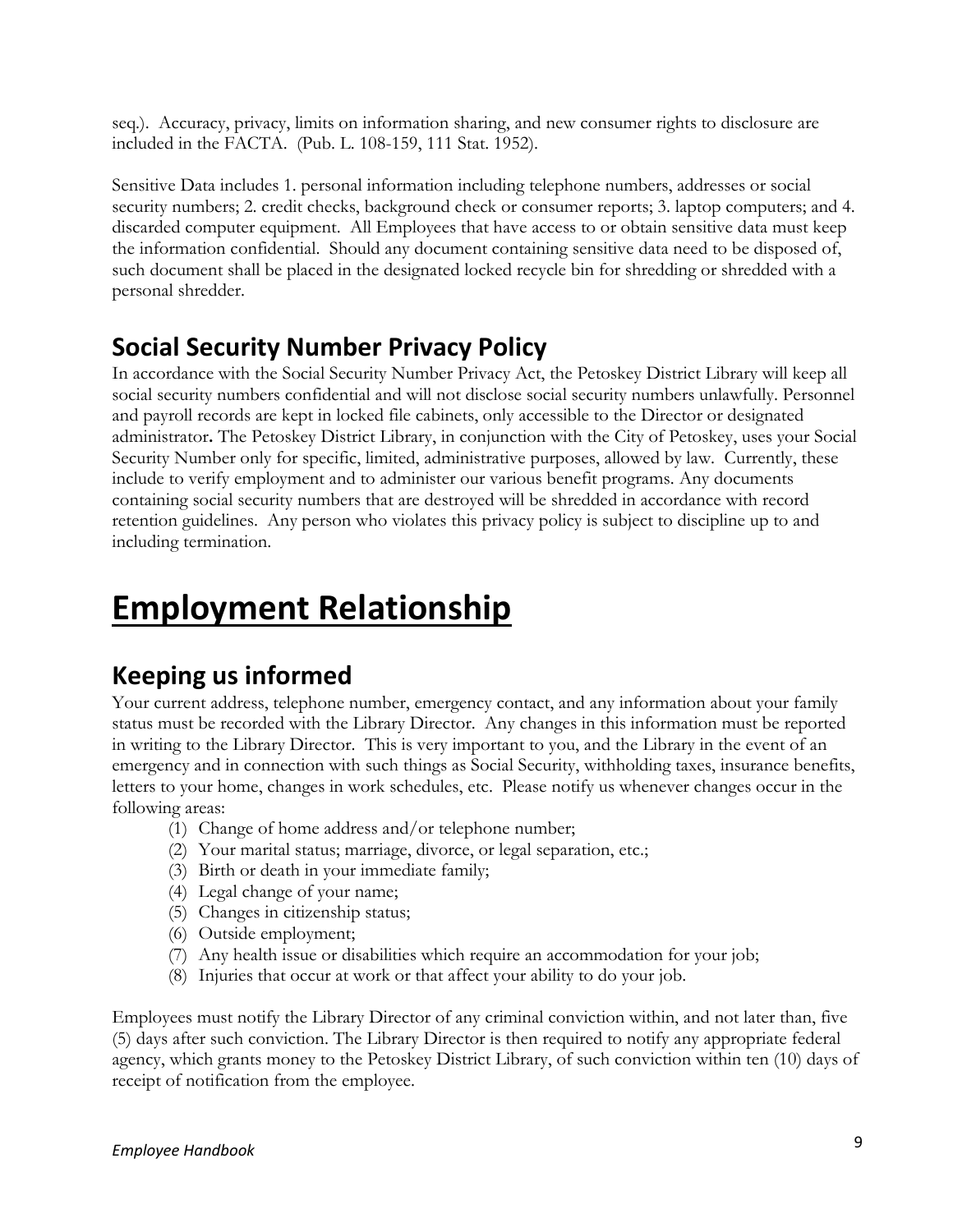seq.). Accuracy, privacy, limits on information sharing, and new consumer rights to disclosure are included in the FACTA. (Pub. L. 108-159, 111 Stat. 1952).

Sensitive Data includes 1. personal information including telephone numbers, addresses or social security numbers; 2. credit checks, background check or consumer reports; 3. laptop computers; and 4. discarded computer equipment. All Employees that have access to or obtain sensitive data must keep the information confidential. Should any document containing sensitive data need to be disposed of, such document shall be placed in the designated locked recycle bin for shredding or shredded with a personal shredder.

## Social Security Number Privacy Policy

In accordance with the Social Security Number Privacy Act, the Petoskey District Library will keep all social security numbers confidential and will not disclose social security numbers unlawfully. Personnel and payroll records are kept in locked file cabinets, only accessible to the Director or designated administrator**.** The Petoskey District Library, in conjunction with the City of Petoskey, uses your Social Security Number only for specific, limited, administrative purposes, allowed by law. Currently, these include to verify employment and to administer our various benefit programs. Any documents containing social security numbers that are destroyed will be shredded in accordance with record retention guidelines. Any person who violates this privacy policy is subject to discipline up to and including termination.

# Employment Relationship

## Keeping us informed

Your current address, telephone number, emergency contact, and any information about your family status must be recorded with the Library Director. Any changes in this information must be reported in writing to the Library Director. This is very important to you, and the Library in the event of an emergency and in connection with such things as Social Security, withholding taxes, insurance benefits, letters to your home, changes in work schedules, etc. Please notify us whenever changes occur in the following areas:

(1) Change of home address and/or telephone number;
(2) Your marital status; marriage, divorce, or legal separation, etc.;
(3) Birth or death in your immediate family;
(4) Legal change of your name;
(5) Changes in citizenship status;
(6) Outside employment;
(7) Any health issue or disabilities which require an accommodation for your job;
(8) Injuries that occur at work or that affect your ability to do your job.

Employees must notify the Library Director of any criminal conviction within, and not later than, five (5) days after such conviction. The Library Director is then required to notify any appropriate federal agency, which grants money to the Petoskey District Library, of such conviction within ten (10) days of receipt of notification from the employee.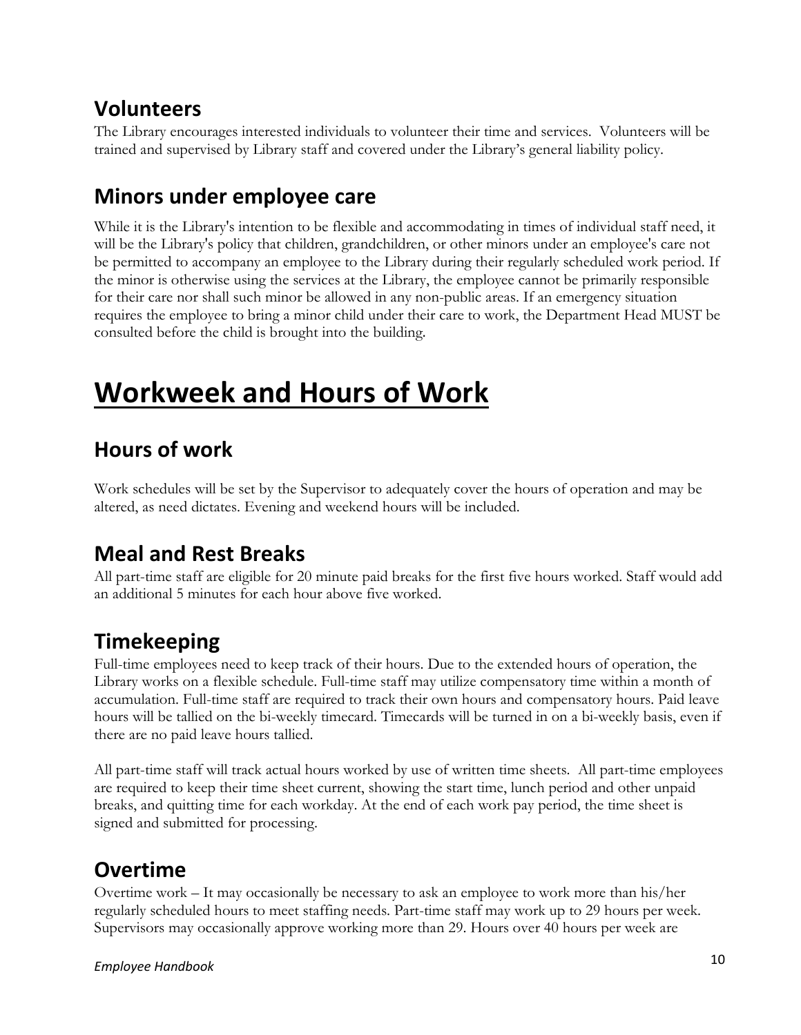## Volunteers

The Library encourages interested individuals to volunteer their time and services. Volunteers will be trained and supervised by Library staff and covered under the Library's general liability policy.

## Minors under employee care

While it is the Library's intention to be flexible and accommodating in times of individual staff need, it will be the Library's policy that children, grandchildren, or other minors under an employee's care not be permitted to accompany an employee to the Library during their regularly scheduled work period. If the minor is otherwise using the services at the Library, the employee cannot be primarily responsible for their care nor shall such minor be allowed in any non-public areas. If an emergency situation requires the employee to bring a minor child under their care to work, the Department Head MUST be consulted before the child is brought into the building.

# Workweek and Hours of Work

## Hours of work

Work schedules will be set by the Supervisor to adequately cover the hours of operation and may be altered, as need dictates. Evening and weekend hours will be included.

## Meal and Rest Breaks

All part-time staff are eligible for 20 minute paid breaks for the first five hours worked. Staff would add an additional 5 minutes for each hour above five worked.

## Timekeeping

Full-time employees need to keep track of their hours. Due to the extended hours of operation, the Library works on a flexible schedule. Full-time staff may utilize compensatory time within a month of accumulation. Full-time staff are required to track their own hours and compensatory hours. Paid leave hours will be tallied on the bi-weekly timecard. Timecards will be turned in on a bi-weekly basis, even if there are no paid leave hours tallied.

All part-time staff will track actual hours worked by use of written time sheets. All part-time employees are required to keep their time sheet current, showing the start time, lunch period and other unpaid breaks, and quitting time for each workday. At the end of each work pay period, the time sheet is signed and submitted for processing.

## Overtime

Overtime work – It may occasionally be necessary to ask an employee to work more than his/her regularly scheduled hours to meet staffing needs. Part-time staff may work up to 29 hours per week. Supervisors may occasionally approve working more than 29. Hours over 40 hours per week are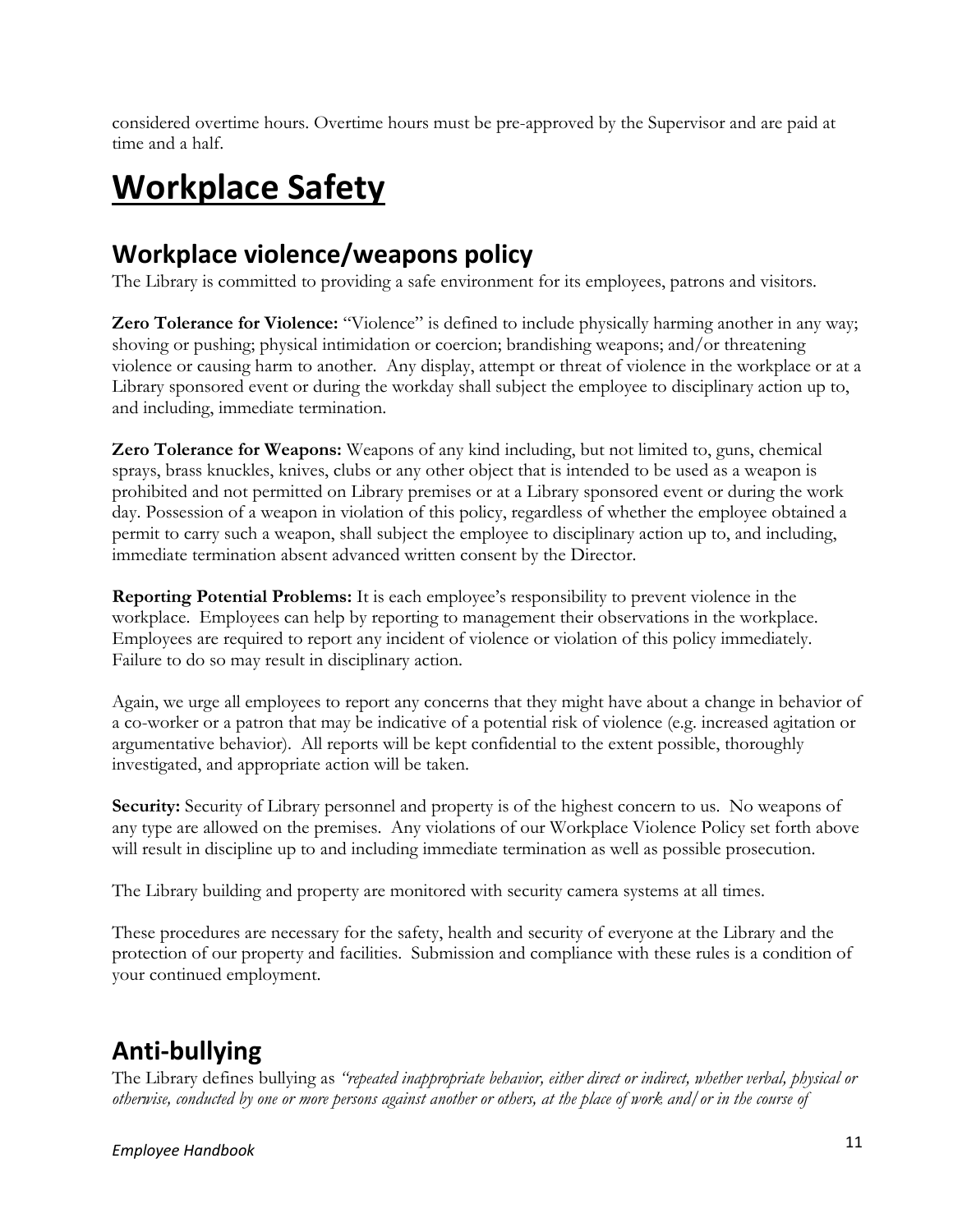considered overtime hours. Overtime hours must be pre-approved by the Supervisor and are paid at time and a half.

# Workplace Safety

## Workplace violence/weapons policy

The Library is committed to providing a safe environment for its employees, patrons and visitors.

**Zero Tolerance for Violence:** "Violence" is defined to include physically harming another in any way; shoving or pushing; physical intimidation or coercion; brandishing weapons; and/or threatening violence or causing harm to another. Any display, attempt or threat of violence in the workplace or at a Library sponsored event or during the workday shall subject the employee to disciplinary action up to, and including, immediate termination.

**Zero Tolerance for Weapons:** Weapons of any kind including, but not limited to, guns, chemical sprays, brass knuckles, knives, clubs or any other object that is intended to be used as a weapon is prohibited and not permitted on Library premises or at a Library sponsored event or during the work day. Possession of a weapon in violation of this policy, regardless of whether the employee obtained a permit to carry such a weapon, shall subject the employee to disciplinary action up to, and including, immediate termination absent advanced written consent by the Director.

**Reporting Potential Problems:** It is each employee's responsibility to prevent violence in the workplace. Employees can help by reporting to management their observations in the workplace. Employees are required to report any incident of violence or violation of this policy immediately. Failure to do so may result in disciplinary action.

Again, we urge all employees to report any concerns that they might have about a change in behavior of a co-worker or a patron that may be indicative of a potential risk of violence (e.g. increased agitation or argumentative behavior). All reports will be kept confidential to the extent possible, thoroughly investigated, and appropriate action will be taken.

**Security:** Security of Library personnel and property is of the highest concern to us. No weapons of any type are allowed on the premises. Any violations of our Workplace Violence Policy set forth above will result in discipline up to and including immediate termination as well as possible prosecution.

The Library building and property are monitored with security camera systems at all times.

These procedures are necessary for the safety, health and security of everyone at the Library and the protection of our property and facilities. Submission and compliance with these rules is a condition of your continued employment.

## Anti-bullying

The Library defines bullying as *"repeated inappropriate behavior, either direct or indirect, whether verbal, physical or otherwise, conducted by one or more persons against another or others, at the place of work and/or in the course of*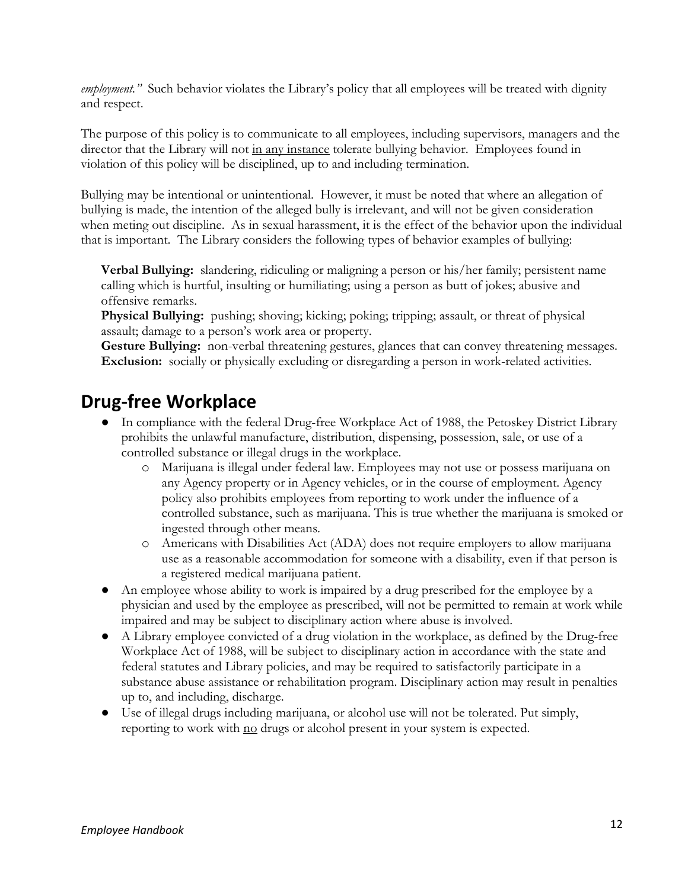*employment."* Such behavior violates the Library's policy that all employees will be treated with dignity and respect.

The purpose of this policy is to communicate to all employees, including supervisors, managers and the director that the Library will not <u>in any instance</u> tolerate bullying behavior. Employees found in violation of this policy will be disciplined, up to and including termination.

Bullying may be intentional or unintentional. However, it must be noted that where an allegation of bullying is made, the intention of the alleged bully is irrelevant, and will not be given consideration when meting out discipline. As in sexual harassment, it is the effect of the behavior upon the individual that is important. The Library considers the following types of behavior examples of bullying:

**Verbal Bullying:** slandering, ridiculing or maligning a person or his/her family; persistent name calling which is hurtful, insulting or humiliating; using a person as butt of jokes; abusive and offensive remarks.
**Physical Bullying:** pushing; shoving; kicking; poking; tripping; assault, or threat of physical assault; damage to a person's work area or property.
**Gesture Bullying:** non-verbal threatening gestures, glances that can convey threatening messages.
**Exclusion:** socially or physically excluding or disregarding a person in work-related activities.

## Drug-free Workplace

- In compliance with the federal Drug-free Workplace Act of 1988, the Petoskey District Library prohibits the unlawful manufacture, distribution, dispensing, possession, sale, or use of a controlled substance or illegal drugs in the workplace.
  - Marijuana is illegal under federal law. Employees may not use or possess marijuana on any Agency property or in Agency vehicles, or in the course of employment. Agency policy also prohibits employees from reporting to work under the influence of a controlled substance, such as marijuana. This is true whether the marijuana is smoked or ingested through other means.
  - Americans with Disabilities Act (ADA) does not require employers to allow marijuana use as a reasonable accommodation for someone with a disability, even if that person is a registered medical marijuana patient.
- An employee whose ability to work is impaired by a drug prescribed for the employee by a physician and used by the employee as prescribed, will not be permitted to remain at work while impaired and may be subject to disciplinary action where abuse is involved.
- A Library employee convicted of a drug violation in the workplace, as defined by the Drug-free Workplace Act of 1988, will be subject to disciplinary action in accordance with the state and federal statutes and Library policies, and may be required to satisfactorily participate in a substance abuse assistance or rehabilitation program. Disciplinary action may result in penalties up to, and including, discharge.
- Use of illegal drugs including marijuana, or alcohol use will not be tolerated. Put simply, reporting to work with <u>no</u> drugs or alcohol present in your system is expected.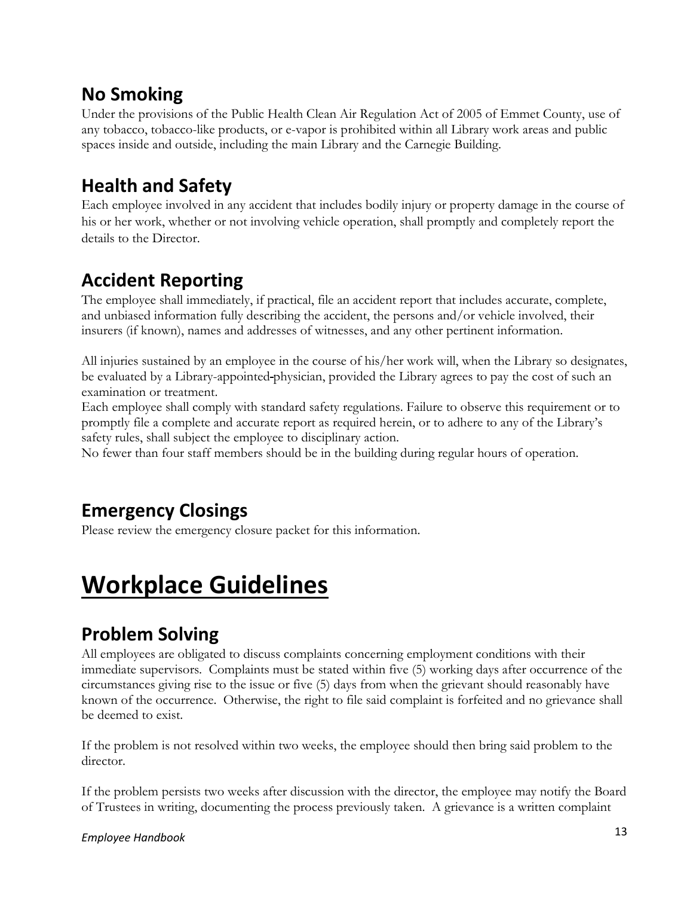## No Smoking

Under the provisions of the Public Health Clean Air Regulation Act of 2005 of Emmet County, use of any tobacco, tobacco-like products, or e-vapor is prohibited within all Library work areas and public spaces inside and outside, including the main Library and the Carnegie Building.

## Health and Safety

Each employee involved in any accident that includes bodily injury or property damage in the course of his or her work, whether or not involving vehicle operation, shall promptly and completely report the details to the Director.

## Accident Reporting

The employee shall immediately, if practical, file an accident report that includes accurate, complete, and unbiased information fully describing the accident, the persons and/or vehicle involved, their insurers (if known), names and addresses of witnesses, and any other pertinent information.

All injuries sustained by an employee in the course of his/her work will, when the Library so designates, be evaluated by a Library-appointed-physician, provided the Library agrees to pay the cost of such an examination or treatment.

Each employee shall comply with standard safety regulations. Failure to observe this requirement or to promptly file a complete and accurate report as required herein, or to adhere to any of the Library's safety rules, shall subject the employee to disciplinary action.

No fewer than four staff members should be in the building during regular hours of operation.

## Emergency Closings

Please review the emergency closure packet for this information.

# Workplace Guidelines

## Problem Solving

All employees are obligated to discuss complaints concerning employment conditions with their immediate supervisors. Complaints must be stated within five (5) working days after occurrence of the circumstances giving rise to the issue or five (5) days from when the grievant should reasonably have known of the occurrence. Otherwise, the right to file said complaint is forfeited and no grievance shall be deemed to exist.

If the problem is not resolved within two weeks, the employee should then bring said problem to the director.

If the problem persists two weeks after discussion with the director, the employee may notify the Board of Trustees in writing, documenting the process previously taken. A grievance is a written complaint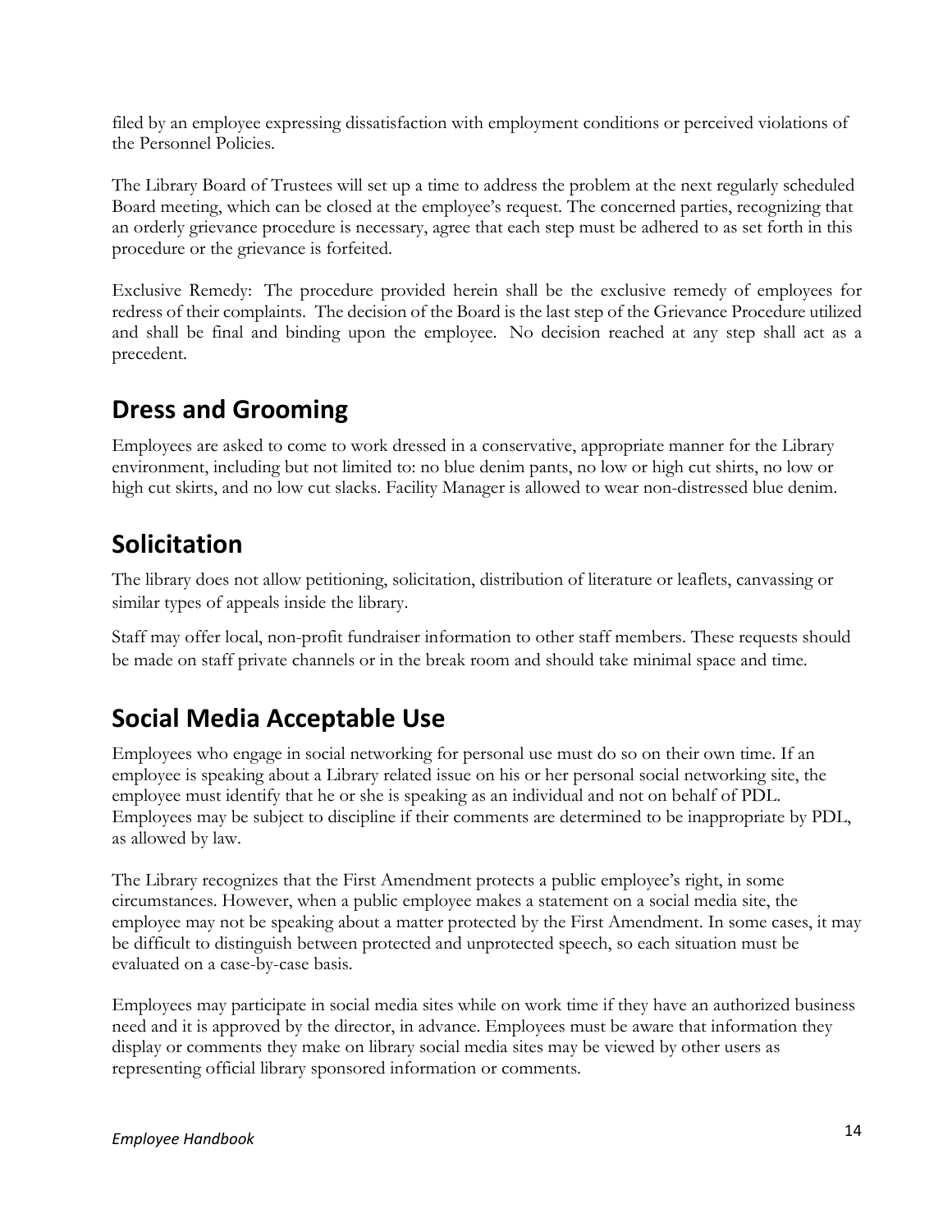filed by an employee expressing dissatisfaction with employment conditions or perceived violations of the Personnel Policies.

The Library Board of Trustees will set up a time to address the problem at the next regularly scheduled Board meeting, which can be closed at the employee's request. The concerned parties, recognizing that an orderly grievance procedure is necessary, agree that each step must be adhered to as set forth in this procedure or the grievance is forfeited.

Exclusive Remedy: The procedure provided herein shall be the exclusive remedy of employees for redress of their complaints. The decision of the Board is the last step of the Grievance Procedure utilized and shall be final and binding upon the employee. No decision reached at any step shall act as a precedent.

## Dress and Grooming

Employees are asked to come to work dressed in a conservative, appropriate manner for the Library environment, including but not limited to: no blue denim pants, no low or high cut shirts, no low or high cut skirts, and no low cut slacks. Facility Manager is allowed to wear non-distressed blue denim.

## Solicitation

The library does not allow petitioning, solicitation, distribution of literature or leaflets, canvassing or similar types of appeals inside the library.

Staff may offer local, non-profit fundraiser information to other staff members. These requests should be made on staff private channels or in the break room and should take minimal space and time.

## Social Media Acceptable Use

Employees who engage in social networking for personal use must do so on their own time. If an employee is speaking about a Library related issue on his or her personal social networking site, the employee must identify that he or she is speaking as an individual and not on behalf of PDL. Employees may be subject to discipline if their comments are determined to be inappropriate by PDL, as allowed by law.

The Library recognizes that the First Amendment protects a public employee's right, in some circumstances. However, when a public employee makes a statement on a social media site, the employee may not be speaking about a matter protected by the First Amendment. In some cases, it may be difficult to distinguish between protected and unprotected speech, so each situation must be evaluated on a case-by-case basis.

Employees may participate in social media sites while on work time if they have an authorized business need and it is approved by the director, in advance. Employees must be aware that information they display or comments they make on library social media sites may be viewed by other users as representing official library sponsored information or comments.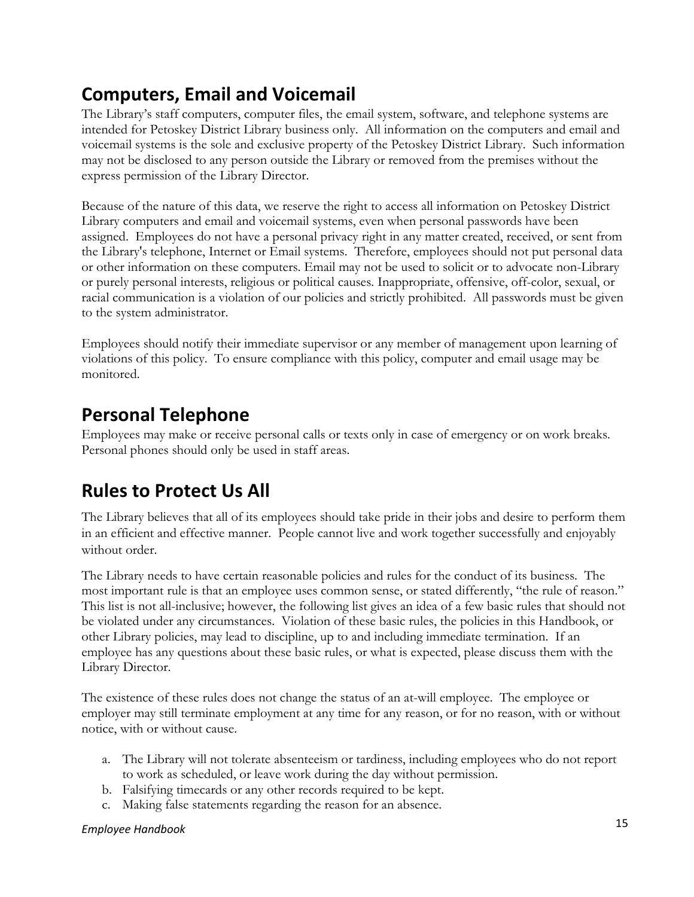## Computers, Email and Voicemail

The Library's staff computers, computer files, the email system, software, and telephone systems are intended for Petoskey District Library business only. All information on the computers and email and voicemail systems is the sole and exclusive property of the Petoskey District Library. Such information may not be disclosed to any person outside the Library or removed from the premises without the express permission of the Library Director.

Because of the nature of this data, we reserve the right to access all information on Petoskey District Library computers and email and voicemail systems, even when personal passwords have been assigned. Employees do not have a personal privacy right in any matter created, received, or sent from the Library's telephone, Internet or Email systems. Therefore, employees should not put personal data or other information on these computers. Email may not be used to solicit or to advocate non-Library or purely personal interests, religious or political causes. Inappropriate, offensive, off-color, sexual, or racial communication is a violation of our policies and strictly prohibited. All passwords must be given to the system administrator.

Employees should notify their immediate supervisor or any member of management upon learning of violations of this policy. To ensure compliance with this policy, computer and email usage may be monitored.

## Personal Telephone

Employees may make or receive personal calls or texts only in case of emergency or on work breaks. Personal phones should only be used in staff areas.

## Rules to Protect Us All

The Library believes that all of its employees should take pride in their jobs and desire to perform them in an efficient and effective manner. People cannot live and work together successfully and enjoyably without order.

The Library needs to have certain reasonable policies and rules for the conduct of its business. The most important rule is that an employee uses common sense, or stated differently, "the rule of reason." This list is not all-inclusive; however, the following list gives an idea of a few basic rules that should not be violated under any circumstances. Violation of these basic rules, the policies in this Handbook, or other Library policies, may lead to discipline, up to and including immediate termination. If an employee has any questions about these basic rules, or what is expected, please discuss them with the Library Director.

The existence of these rules does not change the status of an at-will employee. The employee or employer may still terminate employment at any time for any reason, or for no reason, with or without notice, with or without cause.

a. The Library will not tolerate absenteeism or tardiness, including employees who do not report to work as scheduled, or leave work during the day without permission.
b. Falsifying timecards or any other records required to be kept.
c. Making false statements regarding the reason for an absence.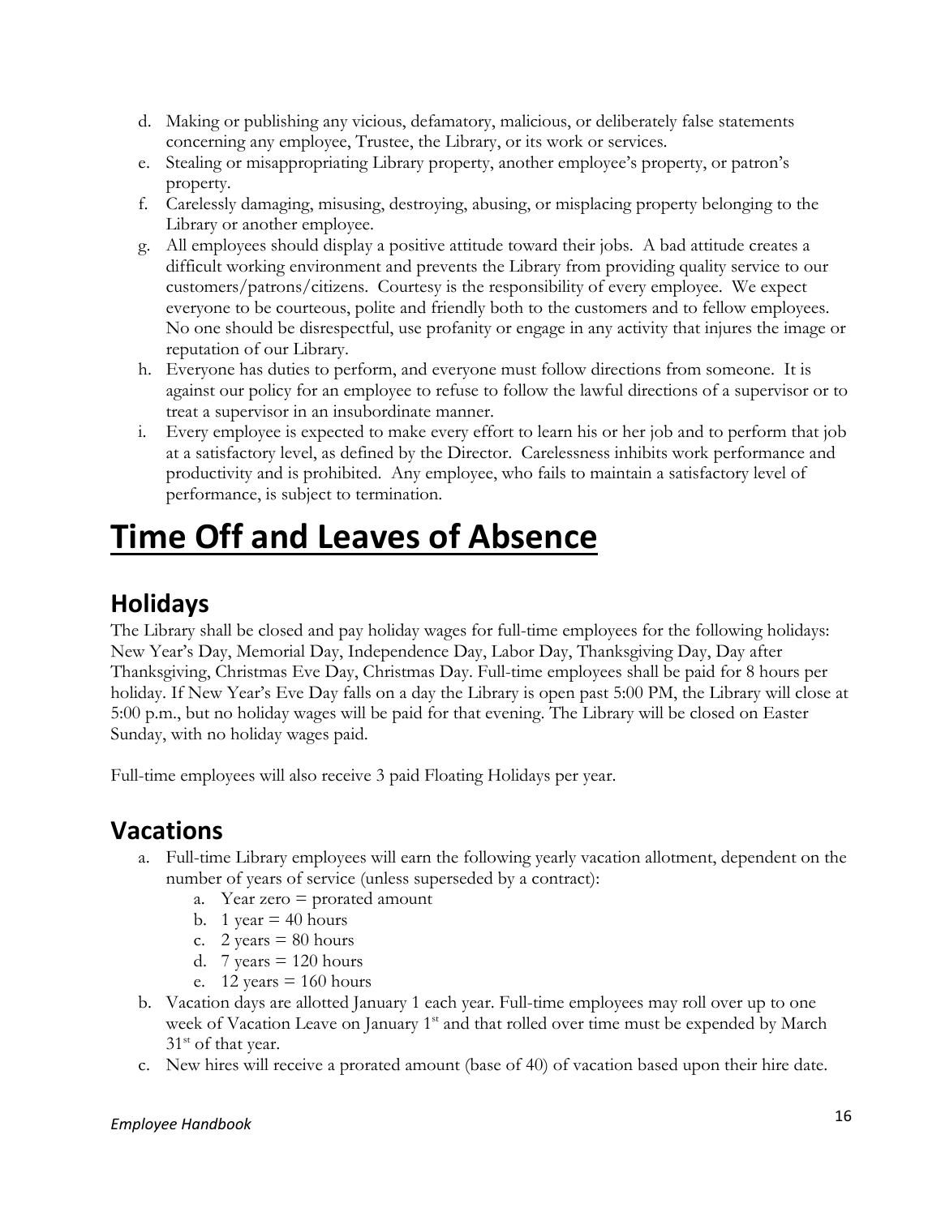d. Making or publishing any vicious, defamatory, malicious, or deliberately false statements concerning any employee, Trustee, the Library, or its work or services.
e. Stealing or misappropriating Library property, another employee's property, or patron's property.
f. Carelessly damaging, misusing, destroying, abusing, or misplacing property belonging to the Library or another employee.
g. All employees should display a positive attitude toward their jobs. A bad attitude creates a difficult working environment and prevents the Library from providing quality service to our customers/patrons/citizens. Courtesy is the responsibility of every employee. We expect everyone to be courteous, polite and friendly both to the customers and to fellow employees. No one should be disrespectful, use profanity or engage in any activity that injures the image or reputation of our Library.
h. Everyone has duties to perform, and everyone must follow directions from someone. It is against our policy for an employee to refuse to follow the lawful directions of a supervisor or to treat a supervisor in an insubordinate manner.
i. Every employee is expected to make every effort to learn his or her job and to perform that job at a satisfactory level, as defined by the Director. Carelessness inhibits work performance and productivity and is prohibited. Any employee, who fails to maintain a satisfactory level of performance, is subject to termination.

# Time Off and Leaves of Absence

## Holidays

The Library shall be closed and pay holiday wages for full-time employees for the following holidays: New Year's Day, Memorial Day, Independence Day, Labor Day, Thanksgiving Day, Day after Thanksgiving, Christmas Eve Day, Christmas Day. Full-time employees shall be paid for 8 hours per holiday. If New Year's Eve Day falls on a day the Library is open past 5:00 PM, the Library will close at 5:00 p.m., but no holiday wages will be paid for that evening. The Library will be closed on Easter Sunday, with no holiday wages paid.

Full-time employees will also receive 3 paid Floating Holidays per year.

## Vacations

a. Full-time Library employees will earn the following yearly vacation allotment, dependent on the number of years of service (unless superseded by a contract):
    a. Year zero = prorated amount
    b. 1 year = 40 hours
    c. 2 years = 80 hours
    d. 7 years = 120 hours
    e. 12 years = 160 hours
b. Vacation days are allotted January 1 each year. Full-time employees may roll over up to one week of Vacation Leave on January 1st and that rolled over time must be expended by March 31st of that year.
c. New hires will receive a prorated amount (base of 40) of vacation based upon their hire date.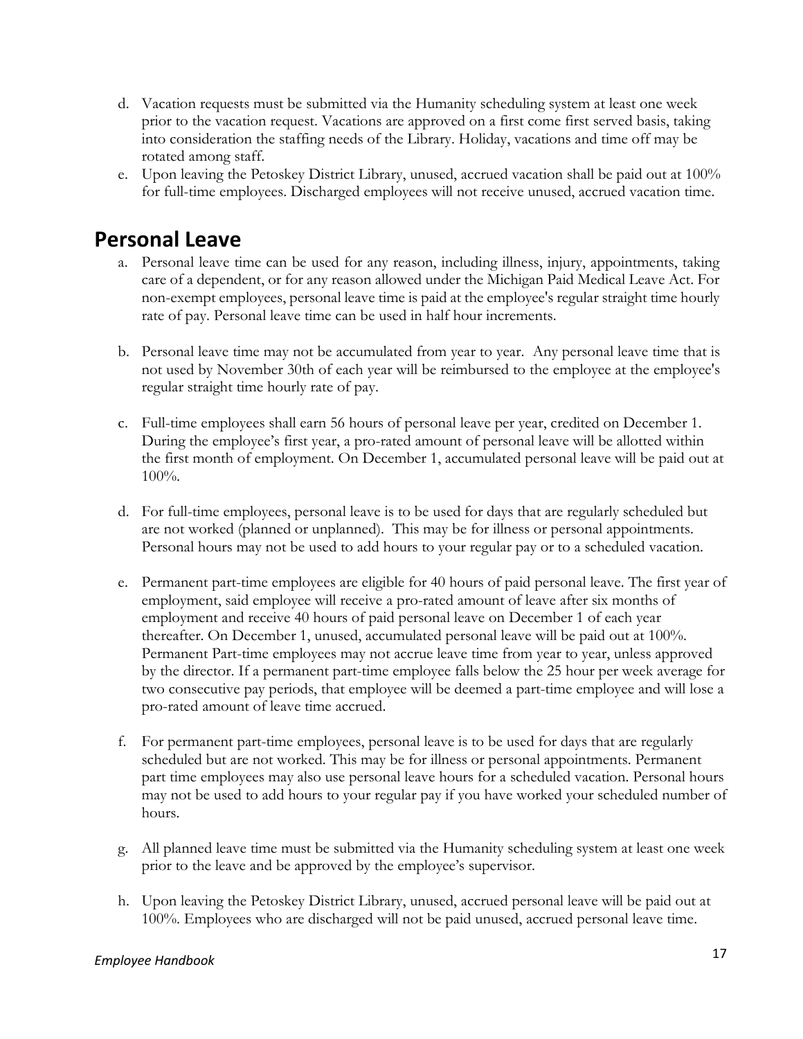d. Vacation requests must be submitted via the Humanity scheduling system at least one week prior to the vacation request. Vacations are approved on a first come first served basis, taking into consideration the staffing needs of the Library. Holiday, vacations and time off may be rotated among staff.

e. Upon leaving the Petoskey District Library, unused, accrued vacation shall be paid out at 100% for full-time employees. Discharged employees will not receive unused, accrued vacation time.

## Personal Leave

a. Personal leave time can be used for any reason, including illness, injury, appointments, taking care of a dependent, or for any reason allowed under the Michigan Paid Medical Leave Act. For non-exempt employees, personal leave time is paid at the employee's regular straight time hourly rate of pay. Personal leave time can be used in half hour increments.

b. Personal leave time may not be accumulated from year to year. Any personal leave time that is not used by November 30th of each year will be reimbursed to the employee at the employee's regular straight time hourly rate of pay.

c. Full-time employees shall earn 56 hours of personal leave per year, credited on December 1. During the employee's first year, a pro-rated amount of personal leave will be allotted within the first month of employment. On December 1, accumulated personal leave will be paid out at 100%.

d. For full-time employees, personal leave is to be used for days that are regularly scheduled but are not worked (planned or unplanned). This may be for illness or personal appointments. Personal hours may not be used to add hours to your regular pay or to a scheduled vacation.

e. Permanent part-time employees are eligible for 40 hours of paid personal leave. The first year of employment, said employee will receive a pro-rated amount of leave after six months of employment and receive 40 hours of paid personal leave on December 1 of each year thereafter. On December 1, unused, accumulated personal leave will be paid out at 100%. Permanent Part-time employees may not accrue leave time from year to year, unless approved by the director. If a permanent part-time employee falls below the 25 hour per week average for two consecutive pay periods, that employee will be deemed a part-time employee and will lose a pro-rated amount of leave time accrued.

f. For permanent part-time employees, personal leave is to be used for days that are regularly scheduled but are not worked. This may be for illness or personal appointments. Permanent part time employees may also use personal leave hours for a scheduled vacation. Personal hours may not be used to add hours to your regular pay if you have worked your scheduled number of hours.

g. All planned leave time must be submitted via the Humanity scheduling system at least one week prior to the leave and be approved by the employee's supervisor.

h. Upon leaving the Petoskey District Library, unused, accrued personal leave will be paid out at 100%. Employees who are discharged will not be paid unused, accrued personal leave time.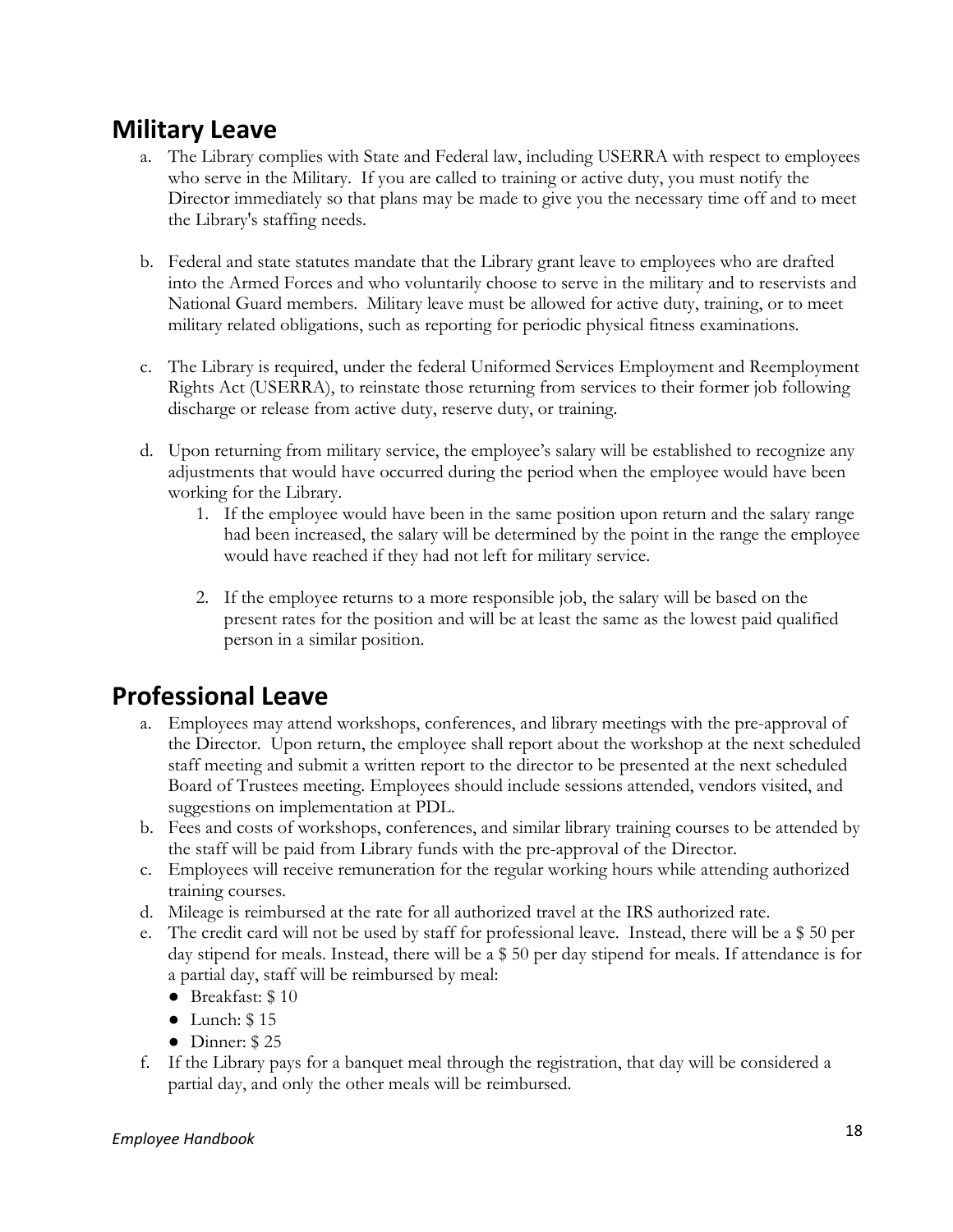## Military Leave

a. The Library complies with State and Federal law, including USERRA with respect to employees who serve in the Military. If you are called to training or active duty, you must notify the Director immediately so that plans may be made to give you the necessary time off and to meet the Library's staffing needs.

b. Federal and state statutes mandate that the Library grant leave to employees who are drafted into the Armed Forces and who voluntarily choose to serve in the military and to reservists and National Guard members. Military leave must be allowed for active duty, training, or to meet military related obligations, such as reporting for periodic physical fitness examinations.

c. The Library is required, under the federal Uniformed Services Employment and Reemployment Rights Act (USERRA), to reinstate those returning from services to their former job following discharge or release from active duty, reserve duty, or training.

d. Upon returning from military service, the employee's salary will be established to recognize any adjustments that would have occurred during the period when the employee would have been working for the Library.

   1. If the employee would have been in the same position upon return and the salary range had been increased, the salary will be determined by the point in the range the employee would have reached if they had not left for military service.

   2. If the employee returns to a more responsible job, the salary will be based on the present rates for the position and will be at least the same as the lowest paid qualified person in a similar position.

## Professional Leave

a. Employees may attend workshops, conferences, and library meetings with the pre-approval of the Director. Upon return, the employee shall report about the workshop at the next scheduled staff meeting and submit a written report to the director to be presented at the next scheduled Board of Trustees meeting. Employees should include sessions attended, vendors visited, and suggestions on implementation at PDL.

b. Fees and costs of workshops, conferences, and similar library training courses to be attended by the staff will be paid from Library funds with the pre-approval of the Director.

c. Employees will receive remuneration for the regular working hours while attending authorized training courses.

d. Mileage is reimbursed at the rate for all authorized travel at the IRS authorized rate.

e. The credit card will not be used by staff for professional leave. Instead, there will be a $ 50 per day stipend for meals. Instead, there will be a $ 50 per day stipend for meals. If attendance is for a partial day, staff will be reimbursed by meal:
   - Breakfast: $ 10
   - Lunch: $ 15
   - Dinner: $ 25

f. If the Library pays for a banquet meal through the registration, that day will be considered a partial day, and only the other meals will be reimbursed.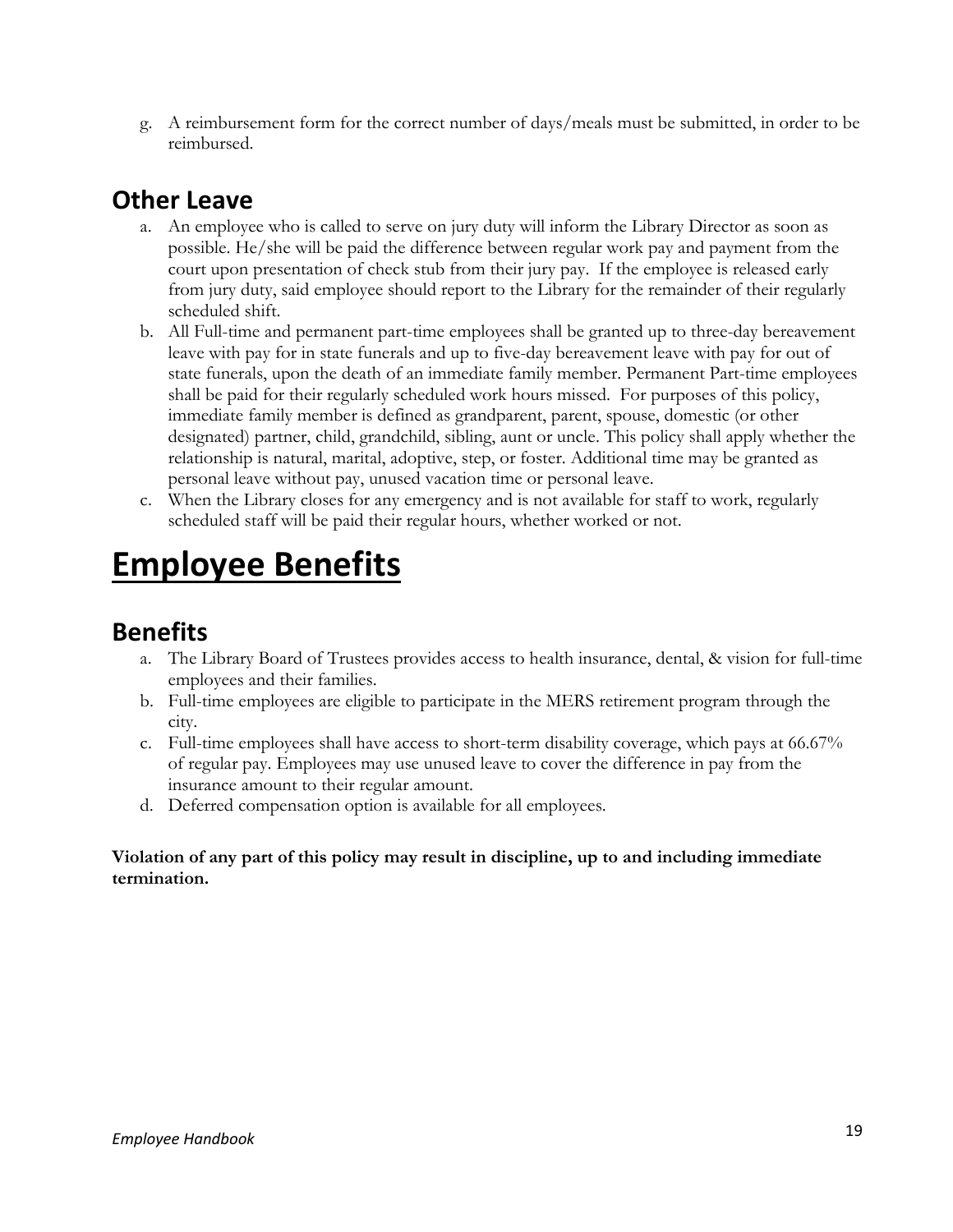g. A reimbursement form for the correct number of days/meals must be submitted, in order to be reimbursed.

## Other Leave

a. An employee who is called to serve on jury duty will inform the Library Director as soon as possible. He/she will be paid the difference between regular work pay and payment from the court upon presentation of check stub from their jury pay. If the employee is released early from jury duty, said employee should report to the Library for the remainder of their regularly scheduled shift.
b. All Full-time and permanent part-time employees shall be granted up to three-day bereavement leave with pay for in state funerals and up to five-day bereavement leave with pay for out of state funerals, upon the death of an immediate family member. Permanent Part-time employees shall be paid for their regularly scheduled work hours missed. For purposes of this policy, immediate family member is defined as grandparent, parent, spouse, domestic (or other designated) partner, child, grandchild, sibling, aunt or uncle. This policy shall apply whether the relationship is natural, marital, adoptive, step, or foster. Additional time may be granted as personal leave without pay, unused vacation time or personal leave.
c. When the Library closes for any emergency and is not available for staff to work, regularly scheduled staff will be paid their regular hours, whether worked or not.

# Employee Benefits

## Benefits

a. The Library Board of Trustees provides access to health insurance, dental, & vision for full-time employees and their families.
b. Full-time employees are eligible to participate in the MERS retirement program through the city.
c. Full-time employees shall have access to short-term disability coverage, which pays at 66.67% of regular pay. Employees may use unused leave to cover the difference in pay from the insurance amount to their regular amount.
d. Deferred compensation option is available for all employees.

**Violation of any part of this policy may result in discipline, up to and including immediate termination.**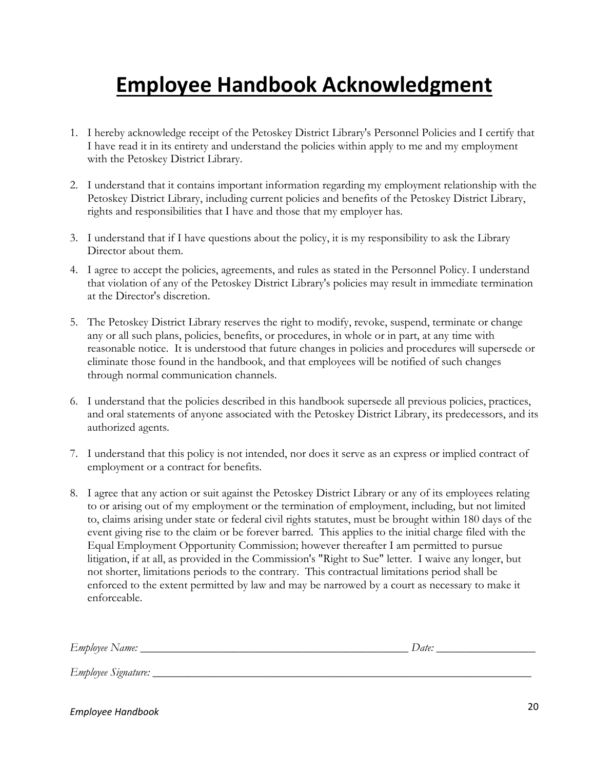# Employee Handbook Acknowledgment

1. I hereby acknowledge receipt of the Petoskey District Library's Personnel Policies and I certify that I have read it in its entirety and understand the policies within apply to me and my employment with the Petoskey District Library.

2. I understand that it contains important information regarding my employment relationship with the Petoskey District Library, including current policies and benefits of the Petoskey District Library, rights and responsibilities that I have and those that my employer has.

3. I understand that if I have questions about the policy, it is my responsibility to ask the Library Director about them.

4. I agree to accept the policies, agreements, and rules as stated in the Personnel Policy. I understand that violation of any of the Petoskey District Library's policies may result in immediate termination at the Director's discretion.

5. The Petoskey District Library reserves the right to modify, revoke, suspend, terminate or change any or all such plans, policies, benefits, or procedures, in whole or in part, at any time with reasonable notice. It is understood that future changes in policies and procedures will supersede or eliminate those found in the handbook, and that employees will be notified of such changes through normal communication channels.

6. I understand that the policies described in this handbook supersede all previous policies, practices, and oral statements of anyone associated with the Petoskey District Library, its predecessors, and its authorized agents.

7. I understand that this policy is not intended, nor does it serve as an express or implied contract of employment or a contract for benefits.

8. I agree that any action or suit against the Petoskey District Library or any of its employees relating to or arising out of my employment or the termination of employment, including, but not limited to, claims arising under state or federal civil rights statutes, must be brought within 180 days of the event giving rise to the claim or be forever barred. This applies to the initial charge filed with the Equal Employment Opportunity Commission; however thereafter I am permitted to pursue litigation, if at all, as provided in the Commission's "Right to Sue" letter. I waive any longer, but not shorter, limitations periods to the contrary. This contractual limitations period shall be enforced to the extent permitted by law and may be narrowed by a court as necessary to make it enforceable.

*Employee Name:* ________________________________________________ *Date:* _________________

*Employee Signature:* ___________________________________________________________________